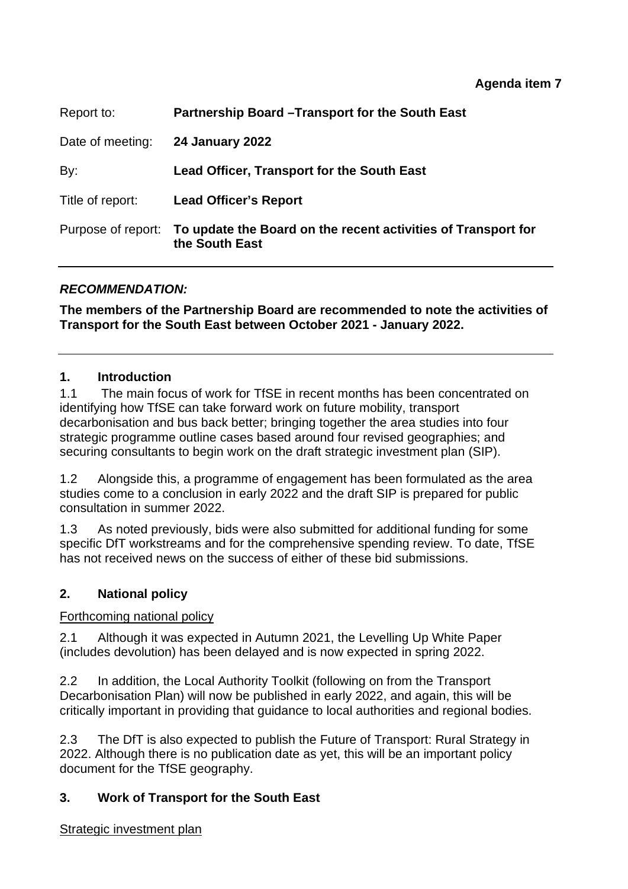**Agenda item 7**

| | |
|---|---|
| Report to: | **Partnership Board –Transport for the South East** |
| Date of meeting: | **24 January 2022** |
| By: | **Lead Officer, Transport for the South East** |
| Title of report: | **Lead Officer's Report** |
| Purpose of report: | **To update the Board on the recent activities of Transport for the South East** |

---

***RECOMMENDATION:***

**The members of the Partnership Board are recommended to note the activities of Transport for the South East between October 2021 - January 2022.**

---

## 1. Introduction

1.1 The main focus of work for TfSE in recent months has been concentrated on identifying how TfSE can take forward work on future mobility, transport decarbonisation and bus back better; bringing together the area studies into four strategic programme outline cases based around four revised geographies; and securing consultants to begin work on the draft strategic investment plan (SIP).

1.2 Alongside this, a programme of engagement has been formulated as the area studies come to a conclusion in early 2022 and the draft SIP is prepared for public consultation in summer 2022.

1.3 As noted previously, bids were also submitted for additional funding for some specific DfT workstreams and for the comprehensive spending review. To date, TfSE has not received news on the success of either of these bid submissions.

## 2. National policy

<u>Forthcoming national policy</u>

2.1 Although it was expected in Autumn 2021, the Levelling Up White Paper (includes devolution) has been delayed and is now expected in spring 2022.

2.2 In addition, the Local Authority Toolkit (following on from the Transport Decarbonisation Plan) will now be published in early 2022, and again, this will be critically important in providing that guidance to local authorities and regional bodies.

2.3 The DfT is also expected to publish the Future of Transport: Rural Strategy in 2022. Although there is no publication date as yet, this will be an important policy document for the TfSE geography.

## 3. Work of Transport for the South East

<u>Strategic investment plan</u>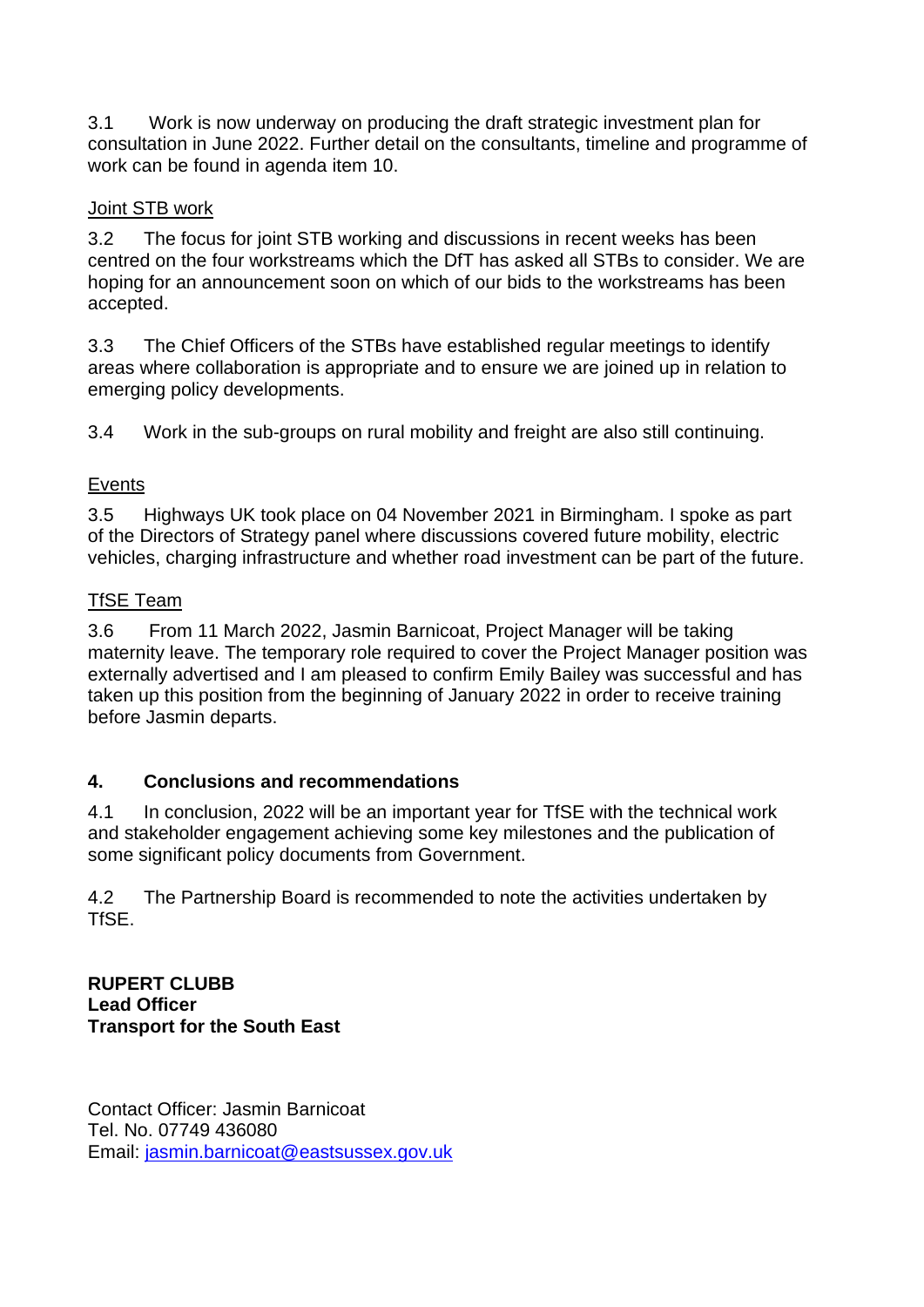3.1 Work is now underway on producing the draft strategic investment plan for consultation in June 2022. Further detail on the consultants, timeline and programme of work can be found in agenda item 10.

<u>Joint STB work</u>

3.2 The focus for joint STB working and discussions in recent weeks has been centred on the four workstreams which the DfT has asked all STBs to consider. We are hoping for an announcement soon on which of our bids to the workstreams has been accepted.

3.3 The Chief Officers of the STBs have established regular meetings to identify areas where collaboration is appropriate and to ensure we are joined up in relation to emerging policy developments.

3.4 Work in the sub-groups on rural mobility and freight are also still continuing.

<u>Events</u>

3.5 Highways UK took place on 04 November 2021 in Birmingham. I spoke as part of the Directors of Strategy panel where discussions covered future mobility, electric vehicles, charging infrastructure and whether road investment can be part of the future.

<u>TfSE Team</u>

3.6 From 11 March 2022, Jasmin Barnicoat, Project Manager will be taking maternity leave. The temporary role required to cover the Project Manager position was externally advertised and I am pleased to confirm Emily Bailey was successful and has taken up this position from the beginning of January 2022 in order to receive training before Jasmin departs.

## 4. Conclusions and recommendations

4.1 In conclusion, 2022 will be an important year for TfSE with the technical work and stakeholder engagement achieving some key milestones and the publication of some significant policy documents from Government.

4.2 The Partnership Board is recommended to note the activities undertaken by TfSE.

**RUPERT CLUBB**
**Lead Officer**
**Transport for the South East**

Contact Officer: Jasmin Barnicoat
Tel. No. 07749 436080
Email: jasmin.barnicoat@eastsussex.gov.uk